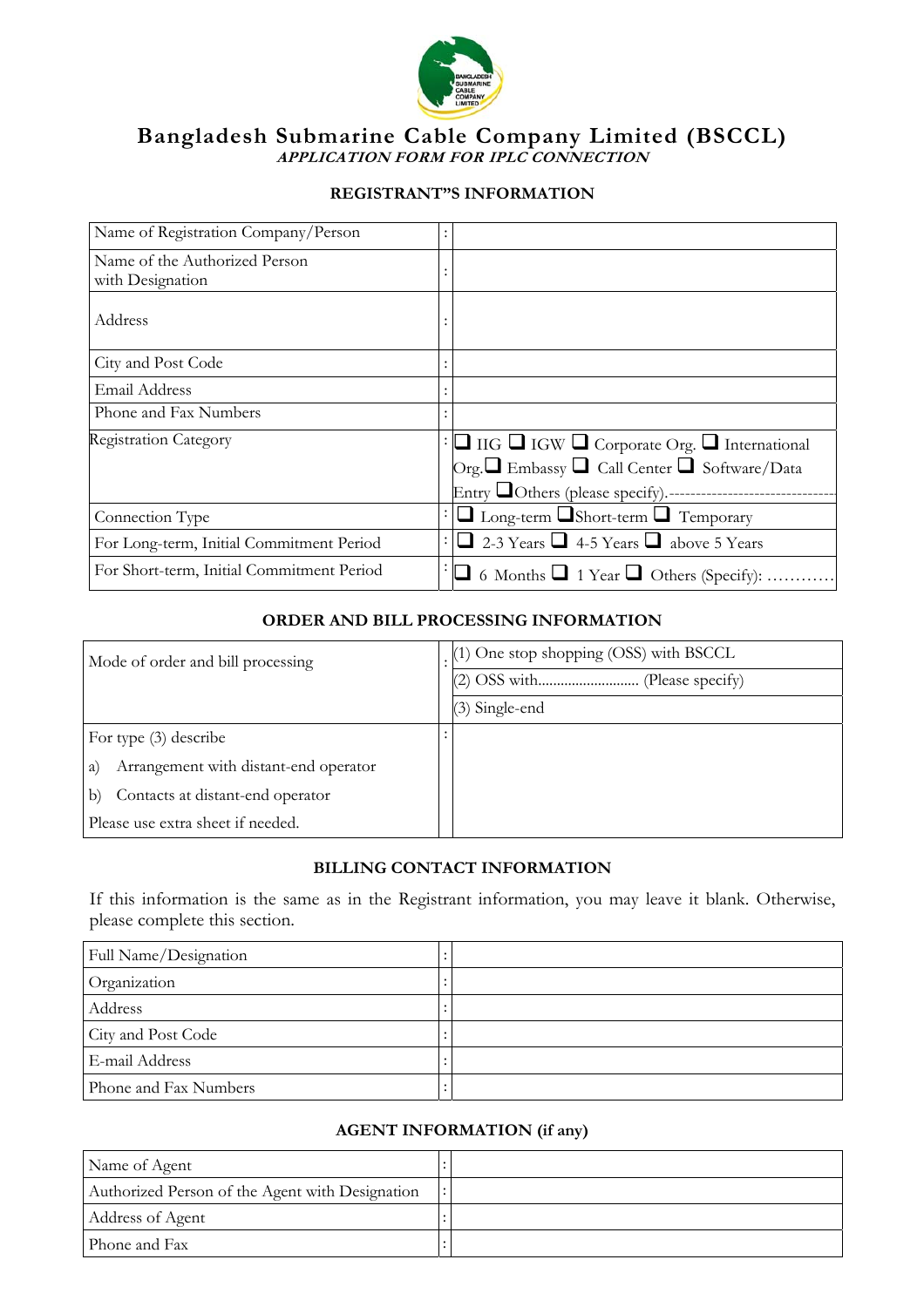# Bangladesh Submarine Cable Company Limited (BSCCL)

***APPLICATION FORM FOR IPLC CONNECTION***

### REGISTRANT"S INFORMATION

| | | |
|---|---|---|
| Name of Registration Company/Person | : | |
| Name of the Authorized Person with Designation | : | |
| Address | : | |
| City and Post Code | : | |
| Email Address | : | |
| Phone and Fax Numbers | : | |
| Registration Category | : | ❑ IIG ❑ IGW ❑ Corporate Org. ❑ International Org. ❑ Embassy ❑ Call Center ❑ Software/Data Entry ❑ Others (please specify).------------------------------ |
| Connection Type | : | ❑ Long-term ❑ Short-term ❑ Temporary |
| For Long-term, Initial Commitment Period | : | ❑ 2-3 Years ❑ 4-5 Years ❑ above 5 Years |
| For Short-term, Initial Commitment Period | : | ❑ 6 Months ❑ 1 Year ❑ Others (Specify): ………… |

### ORDER AND BILL PROCESSING INFORMATION

| | | |
|---|---|---|
| Mode of order and bill processing | : | (1) One stop shopping (OSS) with BSCCL |
| | | (2) OSS with……………………… (Please specify) |
| | | (3) Single-end |
| For type (3) describe<br>a) Arrangement with distant-end operator<br>b) Contacts at distant-end operator<br>Please use extra sheet if needed. | : | |

### BILLING CONTACT INFORMATION

If this information is the same as in the Registrant information, you may leave it blank. Otherwise, please complete this section.

| | | |
|---|---|---|
| Full Name/Designation | : | |
| Organization | : | |
| Address | : | |
| City and Post Code | : | |
| E-mail Address | : | |
| Phone and Fax Numbers | : | |

### AGENT INFORMATION (if any)

| | | |
|---|---|---|
| Name of Agent | : | |
| Authorized Person of the Agent with Designation | : | |
| Address of Agent | : | |
| Phone and Fax | : | |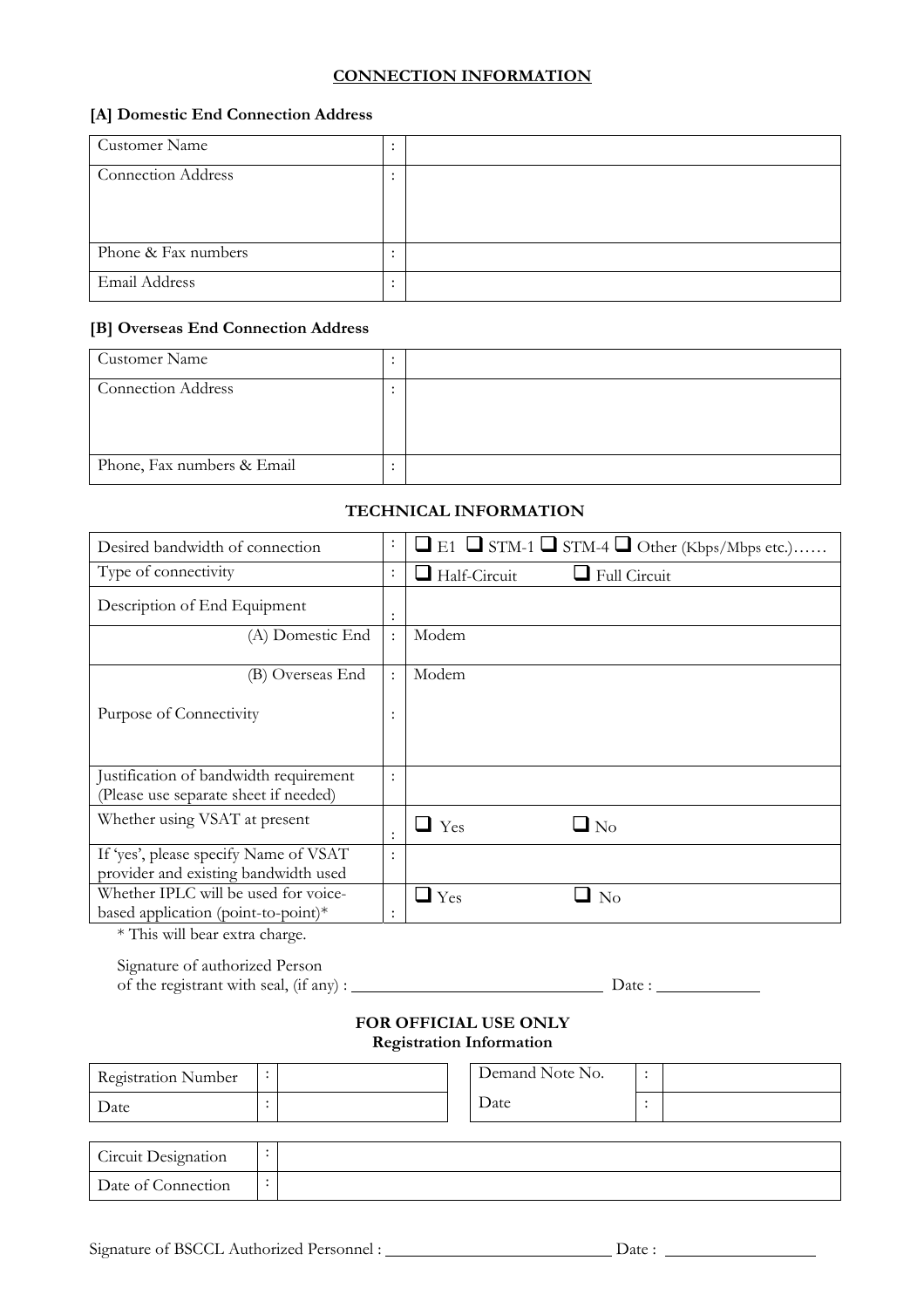**CONNECTION INFORMATION**

**[A] Domestic End Connection Address**

| | | |
|---|---|---|
| Customer Name | : | |
| Connection Address | : | |
| Phone & Fax numbers | : | |
| Email Address | : | |

**[B] Overseas End Connection Address**

| | | |
|---|---|---|
| Customer Name | : | |
| Connection Address | : | |
| Phone, Fax numbers & Email | : | |

**TECHNICAL INFORMATION**

| | | |
|---|---|---|
| Desired bandwidth of connection | : | ❑ E1 ❑ STM-1 ❑ STM-4 ❑ Other (Kbps/Mbps etc.)…… |
| Type of connectivity | : | ❑ Half-Circuit ❑ Full Circuit |
| Description of End Equipment | : | |
| (A) Domestic End | : | Modem |
| (B) Overseas End | : | Modem |
| Purpose of Connectivity | : | |
| Justification of bandwidth requirement (Please use separate sheet if needed) | : | |
| Whether using VSAT at present | : | ❑ Yes ❑ No |
| If 'yes', please specify Name of VSAT provider and existing bandwidth used | : | |
| Whether IPLC will be used for voice-based application (point-to-point)* | : | ❑ Yes ❑ No |

* This will bear extra charge.

Signature of authorized Person of the registrant with seal, (if any) : ______________________ Date : __________

**FOR OFFICIAL USE ONLY**
**Registration Information**

| | | | | | |
|---|---|---|---|---|---|
| Registration Number | : | | Demand Note No. | : | |
| Date | : | | Date | : | |

| | | |
|---|---|---|
| Circuit Designation | : | |
| Date of Connection | : | |

Signature of BSCCL Authorized Personnel : ______________________ Date : __________